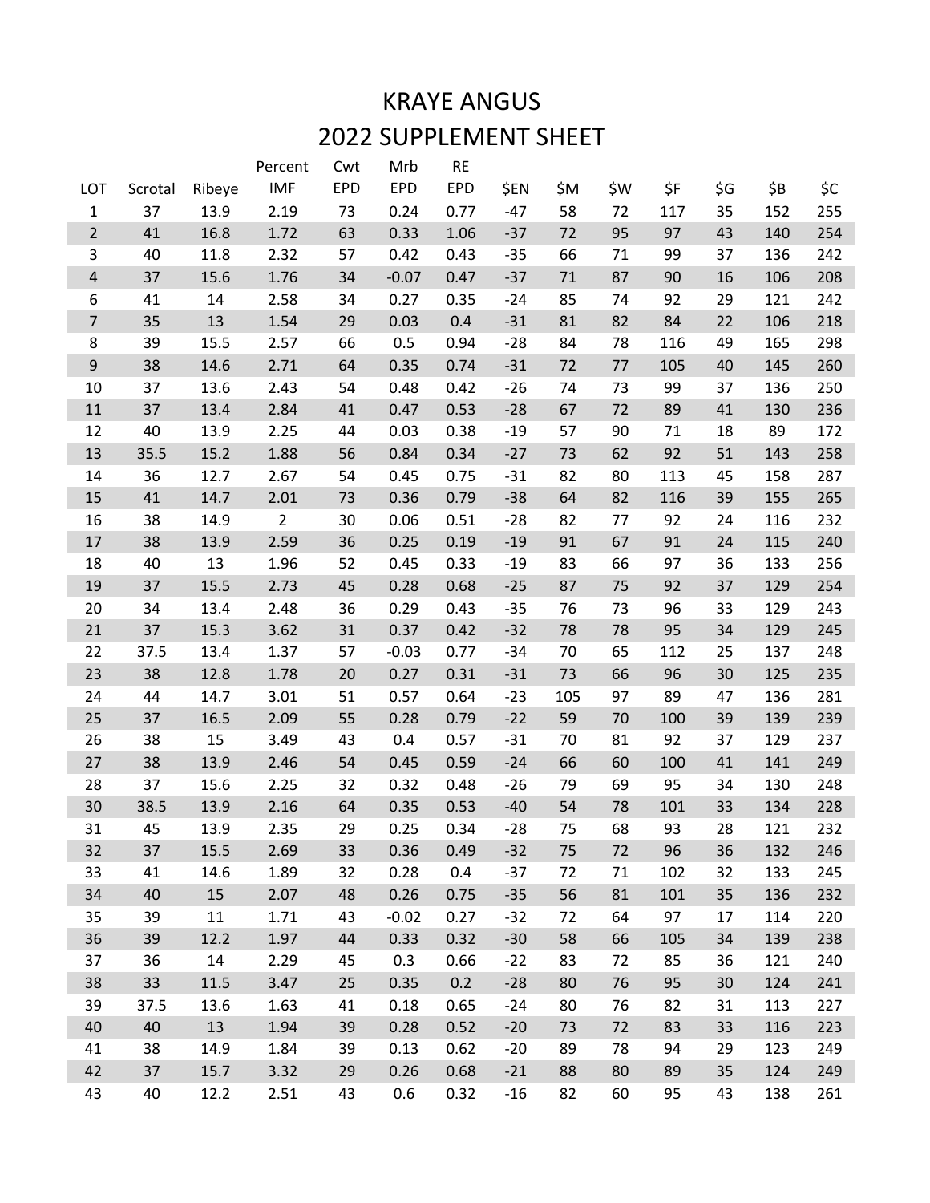# KRAYE ANGUS

## 2022 SUPPLEMENT SHEET

| LOT | Scrotal | Ribeye | Percent IMF | Cwt EPD | Mrb EPD | RE EPD | $EN | $M | $W | $F | $G | $B | $C |
|---|---|---|---|---|---|---|---|---|---|---|---|---|---|
| 1 | 37 | 13.9 | 2.19 | 73 | 0.24 | 0.77 | -47 | 58 | 72 | 117 | 35 | 152 | 255 |
| 2 | 41 | 16.8 | 1.72 | 63 | 0.33 | 1.06 | -37 | 72 | 95 | 97 | 43 | 140 | 254 |
| 3 | 40 | 11.8 | 2.32 | 57 | 0.42 | 0.43 | -35 | 66 | 71 | 99 | 37 | 136 | 242 |
| 4 | 37 | 15.6 | 1.76 | 34 | -0.07 | 0.47 | -37 | 71 | 87 | 90 | 16 | 106 | 208 |
| 6 | 41 | 14 | 2.58 | 34 | 0.27 | 0.35 | -24 | 85 | 74 | 92 | 29 | 121 | 242 |
| 7 | 35 | 13 | 1.54 | 29 | 0.03 | 0.4 | -31 | 81 | 82 | 84 | 22 | 106 | 218 |
| 8 | 39 | 15.5 | 2.57 | 66 | 0.5 | 0.94 | -28 | 84 | 78 | 116 | 49 | 165 | 298 |
| 9 | 38 | 14.6 | 2.71 | 64 | 0.35 | 0.74 | -31 | 72 | 77 | 105 | 40 | 145 | 260 |
| 10 | 37 | 13.6 | 2.43 | 54 | 0.48 | 0.42 | -26 | 74 | 73 | 99 | 37 | 136 | 250 |
| 11 | 37 | 13.4 | 2.84 | 41 | 0.47 | 0.53 | -28 | 67 | 72 | 89 | 41 | 130 | 236 |
| 12 | 40 | 13.9 | 2.25 | 44 | 0.03 | 0.38 | -19 | 57 | 90 | 71 | 18 | 89 | 172 |
| 13 | 35.5 | 15.2 | 1.88 | 56 | 0.84 | 0.34 | -27 | 73 | 62 | 92 | 51 | 143 | 258 |
| 14 | 36 | 12.7 | 2.67 | 54 | 0.45 | 0.75 | -31 | 82 | 80 | 113 | 45 | 158 | 287 |
| 15 | 41 | 14.7 | 2.01 | 73 | 0.36 | 0.79 | -38 | 64 | 82 | 116 | 39 | 155 | 265 |
| 16 | 38 | 14.9 | 2 | 30 | 0.06 | 0.51 | -28 | 82 | 77 | 92 | 24 | 116 | 232 |
| 17 | 38 | 13.9 | 2.59 | 36 | 0.25 | 0.19 | -19 | 91 | 67 | 91 | 24 | 115 | 240 |
| 18 | 40 | 13 | 1.96 | 52 | 0.45 | 0.33 | -19 | 83 | 66 | 97 | 36 | 133 | 256 |
| 19 | 37 | 15.5 | 2.73 | 45 | 0.28 | 0.68 | -25 | 87 | 75 | 92 | 37 | 129 | 254 |
| 20 | 34 | 13.4 | 2.48 | 36 | 0.29 | 0.43 | -35 | 76 | 73 | 96 | 33 | 129 | 243 |
| 21 | 37 | 15.3 | 3.62 | 31 | 0.37 | 0.42 | -32 | 78 | 78 | 95 | 34 | 129 | 245 |
| 22 | 37.5 | 13.4 | 1.37 | 57 | -0.03 | 0.77 | -34 | 70 | 65 | 112 | 25 | 137 | 248 |
| 23 | 38 | 12.8 | 1.78 | 20 | 0.27 | 0.31 | -31 | 73 | 66 | 96 | 30 | 125 | 235 |
| 24 | 44 | 14.7 | 3.01 | 51 | 0.57 | 0.64 | -23 | 105 | 97 | 89 | 47 | 136 | 281 |
| 25 | 37 | 16.5 | 2.09 | 55 | 0.28 | 0.79 | -22 | 59 | 70 | 100 | 39 | 139 | 239 |
| 26 | 38 | 15 | 3.49 | 43 | 0.4 | 0.57 | -31 | 70 | 81 | 92 | 37 | 129 | 237 |
| 27 | 38 | 13.9 | 2.46 | 54 | 0.45 | 0.59 | -24 | 66 | 60 | 100 | 41 | 141 | 249 |
| 28 | 37 | 15.6 | 2.25 | 32 | 0.32 | 0.48 | -26 | 79 | 69 | 95 | 34 | 130 | 248 |
| 30 | 38.5 | 13.9 | 2.16 | 64 | 0.35 | 0.53 | -40 | 54 | 78 | 101 | 33 | 134 | 228 |
| 31 | 45 | 13.9 | 2.35 | 29 | 0.25 | 0.34 | -28 | 75 | 68 | 93 | 28 | 121 | 232 |
| 32 | 37 | 15.5 | 2.69 | 33 | 0.36 | 0.49 | -32 | 75 | 72 | 96 | 36 | 132 | 246 |
| 33 | 41 | 14.6 | 1.89 | 32 | 0.28 | 0.4 | -37 | 72 | 71 | 102 | 32 | 133 | 245 |
| 34 | 40 | 15 | 2.07 | 48 | 0.26 | 0.75 | -35 | 56 | 81 | 101 | 35 | 136 | 232 |
| 35 | 39 | 11 | 1.71 | 43 | -0.02 | 0.27 | -32 | 72 | 64 | 97 | 17 | 114 | 220 |
| 36 | 39 | 12.2 | 1.97 | 44 | 0.33 | 0.32 | -30 | 58 | 66 | 105 | 34 | 139 | 238 |
| 37 | 36 | 14 | 2.29 | 45 | 0.3 | 0.66 | -22 | 83 | 72 | 85 | 36 | 121 | 240 |
| 38 | 33 | 11.5 | 3.47 | 25 | 0.35 | 0.2 | -28 | 80 | 76 | 95 | 30 | 124 | 241 |
| 39 | 37.5 | 13.6 | 1.63 | 41 | 0.18 | 0.65 | -24 | 80 | 76 | 82 | 31 | 113 | 227 |
| 40 | 40 | 13 | 1.94 | 39 | 0.28 | 0.52 | -20 | 73 | 72 | 83 | 33 | 116 | 223 |
| 41 | 38 | 14.9 | 1.84 | 39 | 0.13 | 0.62 | -20 | 89 | 78 | 94 | 29 | 123 | 249 |
| 42 | 37 | 15.7 | 3.32 | 29 | 0.26 | 0.68 | -21 | 88 | 80 | 89 | 35 | 124 | 249 |
| 43 | 40 | 12.2 | 2.51 | 43 | 0.6 | 0.32 | -16 | 82 | 60 | 95 | 43 | 138 | 261 |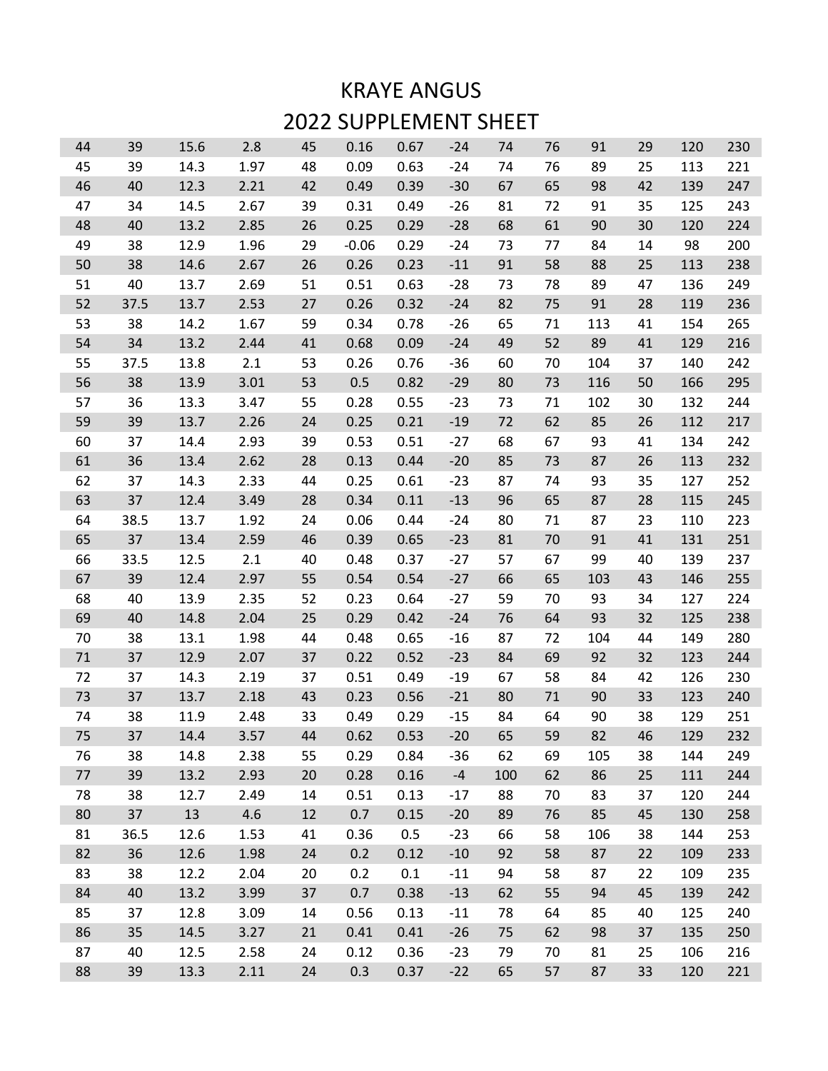# KRAYE ANGUS

## 2022 SUPPLEMENT SHEET

| | | | | | | | | | | | | | |
|---|---|---|---|---|---|---|---|---|---|---|---|---|---|
| 44 | 39 | 15.6 | 2.8 | 45 | 0.16 | 0.67 | -24 | 74 | 76 | 91 | 29 | 120 | 230 |
| 45 | 39 | 14.3 | 1.97 | 48 | 0.09 | 0.63 | -24 | 74 | 76 | 89 | 25 | 113 | 221 |
| 46 | 40 | 12.3 | 2.21 | 42 | 0.49 | 0.39 | -30 | 67 | 65 | 98 | 42 | 139 | 247 |
| 47 | 34 | 14.5 | 2.67 | 39 | 0.31 | 0.49 | -26 | 81 | 72 | 91 | 35 | 125 | 243 |
| 48 | 40 | 13.2 | 2.85 | 26 | 0.25 | 0.29 | -28 | 68 | 61 | 90 | 30 | 120 | 224 |
| 49 | 38 | 12.9 | 1.96 | 29 | -0.06 | 0.29 | -24 | 73 | 77 | 84 | 14 | 98 | 200 |
| 50 | 38 | 14.6 | 2.67 | 26 | 0.26 | 0.23 | -11 | 91 | 58 | 88 | 25 | 113 | 238 |
| 51 | 40 | 13.7 | 2.69 | 51 | 0.51 | 0.63 | -28 | 73 | 78 | 89 | 47 | 136 | 249 |
| 52 | 37.5 | 13.7 | 2.53 | 27 | 0.26 | 0.32 | -24 | 82 | 75 | 91 | 28 | 119 | 236 |
| 53 | 38 | 14.2 | 1.67 | 59 | 0.34 | 0.78 | -26 | 65 | 71 | 113 | 41 | 154 | 265 |
| 54 | 34 | 13.2 | 2.44 | 41 | 0.68 | 0.09 | -24 | 49 | 52 | 89 | 41 | 129 | 216 |
| 55 | 37.5 | 13.8 | 2.1 | 53 | 0.26 | 0.76 | -36 | 60 | 70 | 104 | 37 | 140 | 242 |
| 56 | 38 | 13.9 | 3.01 | 53 | 0.5 | 0.82 | -29 | 80 | 73 | 116 | 50 | 166 | 295 |
| 57 | 36 | 13.3 | 3.47 | 55 | 0.28 | 0.55 | -23 | 73 | 71 | 102 | 30 | 132 | 244 |
| 59 | 39 | 13.7 | 2.26 | 24 | 0.25 | 0.21 | -19 | 72 | 62 | 85 | 26 | 112 | 217 |
| 60 | 37 | 14.4 | 2.93 | 39 | 0.53 | 0.51 | -27 | 68 | 67 | 93 | 41 | 134 | 242 |
| 61 | 36 | 13.4 | 2.62 | 28 | 0.13 | 0.44 | -20 | 85 | 73 | 87 | 26 | 113 | 232 |
| 62 | 37 | 14.3 | 2.33 | 44 | 0.25 | 0.61 | -23 | 87 | 74 | 93 | 35 | 127 | 252 |
| 63 | 37 | 12.4 | 3.49 | 28 | 0.34 | 0.11 | -13 | 96 | 65 | 87 | 28 | 115 | 245 |
| 64 | 38.5 | 13.7 | 1.92 | 24 | 0.06 | 0.44 | -24 | 80 | 71 | 87 | 23 | 110 | 223 |
| 65 | 37 | 13.4 | 2.59 | 46 | 0.39 | 0.65 | -23 | 81 | 70 | 91 | 41 | 131 | 251 |
| 66 | 33.5 | 12.5 | 2.1 | 40 | 0.48 | 0.37 | -27 | 57 | 67 | 99 | 40 | 139 | 237 |
| 67 | 39 | 12.4 | 2.97 | 55 | 0.54 | 0.54 | -27 | 66 | 65 | 103 | 43 | 146 | 255 |
| 68 | 40 | 13.9 | 2.35 | 52 | 0.23 | 0.64 | -27 | 59 | 70 | 93 | 34 | 127 | 224 |
| 69 | 40 | 14.8 | 2.04 | 25 | 0.29 | 0.42 | -24 | 76 | 64 | 93 | 32 | 125 | 238 |
| 70 | 38 | 13.1 | 1.98 | 44 | 0.48 | 0.65 | -16 | 87 | 72 | 104 | 44 | 149 | 280 |
| 71 | 37 | 12.9 | 2.07 | 37 | 0.22 | 0.52 | -23 | 84 | 69 | 92 | 32 | 123 | 244 |
| 72 | 37 | 14.3 | 2.19 | 37 | 0.51 | 0.49 | -19 | 67 | 58 | 84 | 42 | 126 | 230 |
| 73 | 37 | 13.7 | 2.18 | 43 | 0.23 | 0.56 | -21 | 80 | 71 | 90 | 33 | 123 | 240 |
| 74 | 38 | 11.9 | 2.48 | 33 | 0.49 | 0.29 | -15 | 84 | 64 | 90 | 38 | 129 | 251 |
| 75 | 37 | 14.4 | 3.57 | 44 | 0.62 | 0.53 | -20 | 65 | 59 | 82 | 46 | 129 | 232 |
| 76 | 38 | 14.8 | 2.38 | 55 | 0.29 | 0.84 | -36 | 62 | 69 | 105 | 38 | 144 | 249 |
| 77 | 39 | 13.2 | 2.93 | 20 | 0.28 | 0.16 | -4 | 100 | 62 | 86 | 25 | 111 | 244 |
| 78 | 38 | 12.7 | 2.49 | 14 | 0.51 | 0.13 | -17 | 88 | 70 | 83 | 37 | 120 | 244 |
| 80 | 37 | 13 | 4.6 | 12 | 0.7 | 0.15 | -20 | 89 | 76 | 85 | 45 | 130 | 258 |
| 81 | 36.5 | 12.6 | 1.53 | 41 | 0.36 | 0.5 | -23 | 66 | 58 | 106 | 38 | 144 | 253 |
| 82 | 36 | 12.6 | 1.98 | 24 | 0.2 | 0.12 | -10 | 92 | 58 | 87 | 22 | 109 | 233 |
| 83 | 38 | 12.2 | 2.04 | 20 | 0.2 | 0.1 | -11 | 94 | 58 | 87 | 22 | 109 | 235 |
| 84 | 40 | 13.2 | 3.99 | 37 | 0.7 | 0.38 | -13 | 62 | 55 | 94 | 45 | 139 | 242 |
| 85 | 37 | 12.8 | 3.09 | 14 | 0.56 | 0.13 | -11 | 78 | 64 | 85 | 40 | 125 | 240 |
| 86 | 35 | 14.5 | 3.27 | 21 | 0.41 | 0.41 | -26 | 75 | 62 | 98 | 37 | 135 | 250 |
| 87 | 40 | 12.5 | 2.58 | 24 | 0.12 | 0.36 | -23 | 79 | 70 | 81 | 25 | 106 | 216 |
| 88 | 39 | 13.3 | 2.11 | 24 | 0.3 | 0.37 | -22 | 65 | 57 | 87 | 33 | 120 | 221 |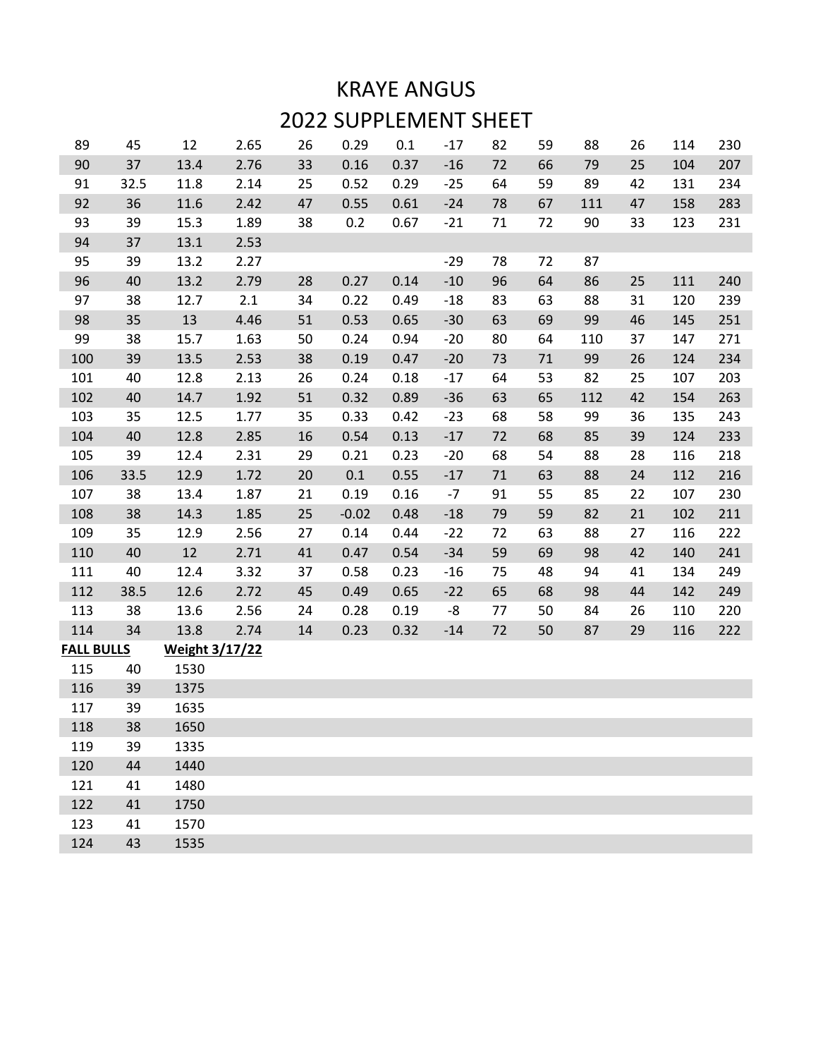# KRAYE ANGUS
# 2022 SUPPLEMENT SHEET

| | | | | | | | | | | | | | |
|---|---|---|---|---|---|---|---|---|---|---|---|---|---|
| 89 | 45 | 12 | 2.65 | 26 | 0.29 | 0.1 | -17 | 82 | 59 | 88 | 26 | 114 | 230 |
| 90 | 37 | 13.4 | 2.76 | 33 | 0.16 | 0.37 | -16 | 72 | 66 | 79 | 25 | 104 | 207 |
| 91 | 32.5 | 11.8 | 2.14 | 25 | 0.52 | 0.29 | -25 | 64 | 59 | 89 | 42 | 131 | 234 |
| 92 | 36 | 11.6 | 2.42 | 47 | 0.55 | 0.61 | -24 | 78 | 67 | 111 | 47 | 158 | 283 |
| 93 | 39 | 15.3 | 1.89 | 38 | 0.2 | 0.67 | -21 | 71 | 72 | 90 | 33 | 123 | 231 |
| 94 | 37 | 13.1 | 2.53 | | | | | | | | | | |
| 95 | 39 | 13.2 | 2.27 | | | | -29 | 78 | 72 | 87 | | | |
| 96 | 40 | 13.2 | 2.79 | 28 | 0.27 | 0.14 | -10 | 96 | 64 | 86 | 25 | 111 | 240 |
| 97 | 38 | 12.7 | 2.1 | 34 | 0.22 | 0.49 | -18 | 83 | 63 | 88 | 31 | 120 | 239 |
| 98 | 35 | 13 | 4.46 | 51 | 0.53 | 0.65 | -30 | 63 | 69 | 99 | 46 | 145 | 251 |
| 99 | 38 | 15.7 | 1.63 | 50 | 0.24 | 0.94 | -20 | 80 | 64 | 110 | 37 | 147 | 271 |
| 100 | 39 | 13.5 | 2.53 | 38 | 0.19 | 0.47 | -20 | 73 | 71 | 99 | 26 | 124 | 234 |
| 101 | 40 | 12.8 | 2.13 | 26 | 0.24 | 0.18 | -17 | 64 | 53 | 82 | 25 | 107 | 203 |
| 102 | 40 | 14.7 | 1.92 | 51 | 0.32 | 0.89 | -36 | 63 | 65 | 112 | 42 | 154 | 263 |
| 103 | 35 | 12.5 | 1.77 | 35 | 0.33 | 0.42 | -23 | 68 | 58 | 99 | 36 | 135 | 243 |
| 104 | 40 | 12.8 | 2.85 | 16 | 0.54 | 0.13 | -17 | 72 | 68 | 85 | 39 | 124 | 233 |
| 105 | 39 | 12.4 | 2.31 | 29 | 0.21 | 0.23 | -20 | 68 | 54 | 88 | 28 | 116 | 218 |
| 106 | 33.5 | 12.9 | 1.72 | 20 | 0.1 | 0.55 | -17 | 71 | 63 | 88 | 24 | 112 | 216 |
| 107 | 38 | 13.4 | 1.87 | 21 | 0.19 | 0.16 | -7 | 91 | 55 | 85 | 22 | 107 | 230 |
| 108 | 38 | 14.3 | 1.85 | 25 | -0.02 | 0.48 | -18 | 79 | 59 | 82 | 21 | 102 | 211 |
| 109 | 35 | 12.9 | 2.56 | 27 | 0.14 | 0.44 | -22 | 72 | 63 | 88 | 27 | 116 | 222 |
| 110 | 40 | 12 | 2.71 | 41 | 0.47 | 0.54 | -34 | 59 | 69 | 98 | 42 | 140 | 241 |
| 111 | 40 | 12.4 | 3.32 | 37 | 0.58 | 0.23 | -16 | 75 | 48 | 94 | 41 | 134 | 249 |
| 112 | 38.5 | 12.6 | 2.72 | 45 | 0.49 | 0.65 | -22 | 65 | 68 | 98 | 44 | 142 | 249 |
| 113 | 38 | 13.6 | 2.56 | 24 | 0.28 | 0.19 | -8 | 77 | 50 | 84 | 26 | 110 | 220 |
| 114 | 34 | 13.8 | 2.74 | 14 | 0.23 | 0.32 | -14 | 72 | 50 | 87 | 29 | 116 | 222 |

| **FALL BULLS** | | **Weight 3/17/22** |
|---|---|---|
| 115 | 40 | 1530 |
| 116 | 39 | 1375 |
| 117 | 39 | 1635 |
| 118 | 38 | 1650 |
| 119 | 39 | 1335 |
| 120 | 44 | 1440 |
| 121 | 41 | 1480 |
| 122 | 41 | 1750 |
| 123 | 41 | 1570 |
| 124 | 43 | 1535 |